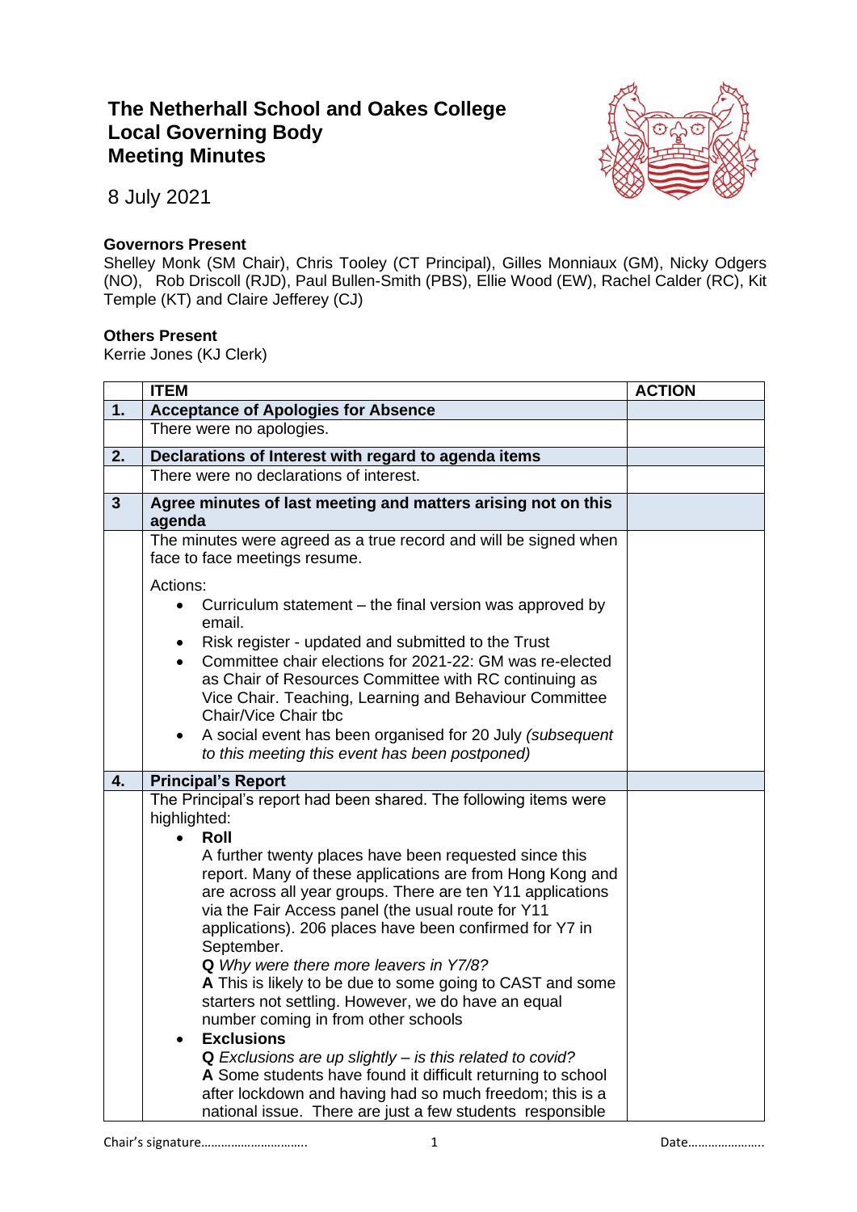# The Netherhall School and Oakes College
## Local Governing Body
## Meeting Minutes

8 July 2021

**Governors Present**
Shelley Monk (SM Chair), Chris Tooley (CT Principal), Gilles Monniaux (GM), Nicky Odgers (NO), Rob Driscoll (RJD), Paul Bullen-Smith (PBS), Ellie Wood (EW), Rachel Calder (RC), Kit Temple (KT) and Claire Jefferey (CJ)

**Others Present**
Kerrie Jones (KJ Clerk)

| | ITEM | ACTION |
|---|---|---|
| **1.** | **Acceptance of Apologies for Absence** | |
| | There were no apologies. | |
| **2.** | **Declarations of Interest with regard to agenda items** | |
| | There were no declarations of interest. | |
| **3** | **Agree minutes of last meeting and matters arising not on this agenda** | |
| | The minutes were agreed as a true record and will be signed when face to face meetings resume.<br><br>Actions:<br>• Curriculum statement – the final version was approved by email.<br>• Risk register - updated and submitted to the Trust<br>• Committee chair elections for 2021-22: GM was re-elected as Chair of Resources Committee with RC continuing as Vice Chair. Teaching, Learning and Behaviour Committee Chair/Vice Chair tbc<br>• A social event has been organised for 20 July *(subsequent to this meeting this event has been postponed)* | |
| **4.** | **Principal's Report** | |
| | The Principal's report had been shared. The following items were highlighted:<br>• **Roll**<br>A further twenty places have been requested since this report. Many of these applications are from Hong Kong and are across all year groups. There are ten Y11 applications via the Fair Access panel (the usual route for Y11 applications). 206 places have been confirmed for Y7 in September.<br>**Q** *Why were there more leavers in Y7/8?*<br>**A** This is likely to be due to some going to CAST and some starters not settling. However, we do have an equal number coming in from other schools<br>• **Exclusions**<br>**Q** *Exclusions are up slightly – is this related to covid?*<br>**A** Some students have found it difficult returning to school after lockdown and having had so much freedom; this is a national issue. There are just a few students responsible | |

Chair's signature………………………….. Date…………………..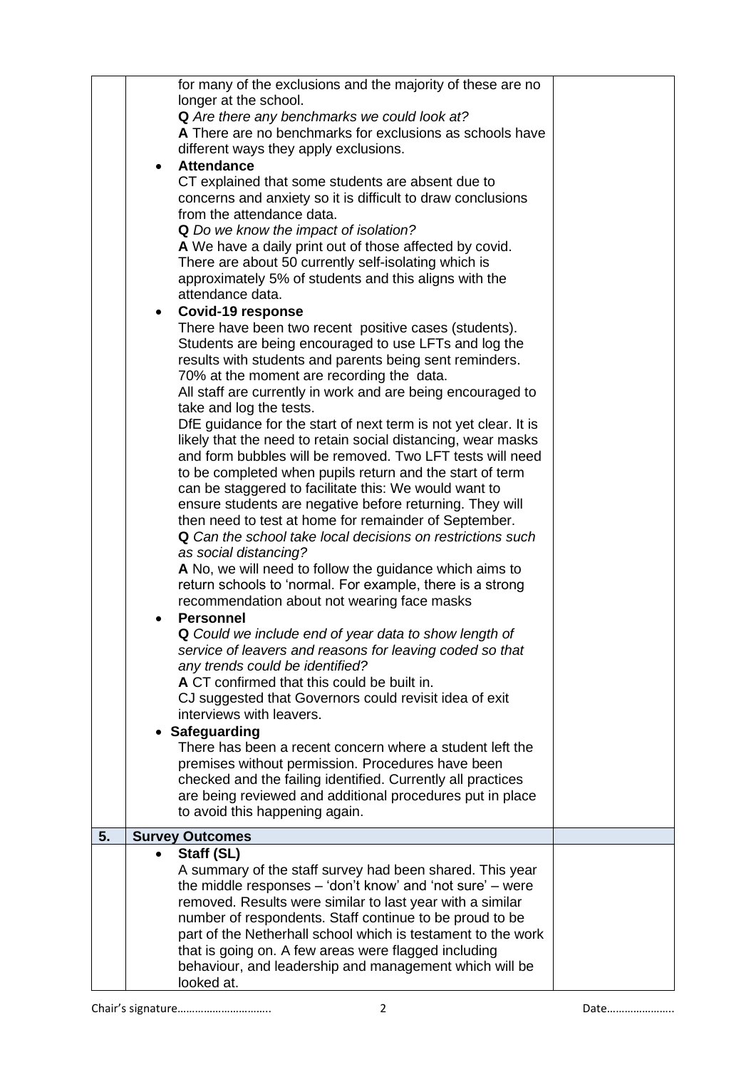| | | |
|---|---|---|
| | for many of the exclusions and the majority of these are no longer at the school.<br>**Q** *Are there any benchmarks we could look at?*<br>**A** There are no benchmarks for exclusions as schools have different ways they apply exclusions.<br>• **Attendance**<br>CT explained that some students are absent due to concerns and anxiety so it is difficult to draw conclusions from the attendance data.<br>**Q** *Do we know the impact of isolation?*<br>**A** We have a daily print out of those affected by covid. There are about 50 currently self-isolating which is approximately 5% of students and this aligns with the attendance data.<br>• **Covid-19 response**<br>There have been two recent positive cases (students). Students are being encouraged to use LFTs and log the results with students and parents being sent reminders. 70% at the moment are recording the data.<br>All staff are currently in work and are being encouraged to take and log the tests.<br>DfE guidance for the start of next term is not yet clear. It is likely that the need to retain social distancing, wear masks and form bubbles will be removed. Two LFT tests will need to be completed when pupils return and the start of term can be staggered to facilitate this: We would want to ensure students are negative before returning. They will then need to test at home for remainder of September.<br>**Q** *Can the school take local decisions on restrictions such as social distancing?*<br>**A** No, we will need to follow the guidance which aims to return schools to 'normal. For example, there is a strong recommendation about not wearing face masks<br>• **Personnel**<br>**Q** *Could we include end of year data to show length of service of leavers and reasons for leaving coded so that any trends could be identified?*<br>**A** CT confirmed that this could be built in.<br>CJ suggested that Governors could revisit idea of exit interviews with leavers.<br>• **Safeguarding**<br>There has been a recent concern where a student left the premises without permission. Procedures have been checked and the failing identified. Currently all practices are being reviewed and additional procedures put in place to avoid this happening again. | |
| **5.** | **Survey Outcomes** | |
| | • **Staff (SL)**<br>A summary of the staff survey had been shared. This year the middle responses – 'don't know' and 'not sure' – were removed. Results were similar to last year with a similar number of respondents. Staff continue to be proud to be part of the Netherhall school which is testament to the work that is going on. A few areas were flagged including behaviour, and leadership and management which will be looked at. | |

Chair's signature………………………… Date…………………..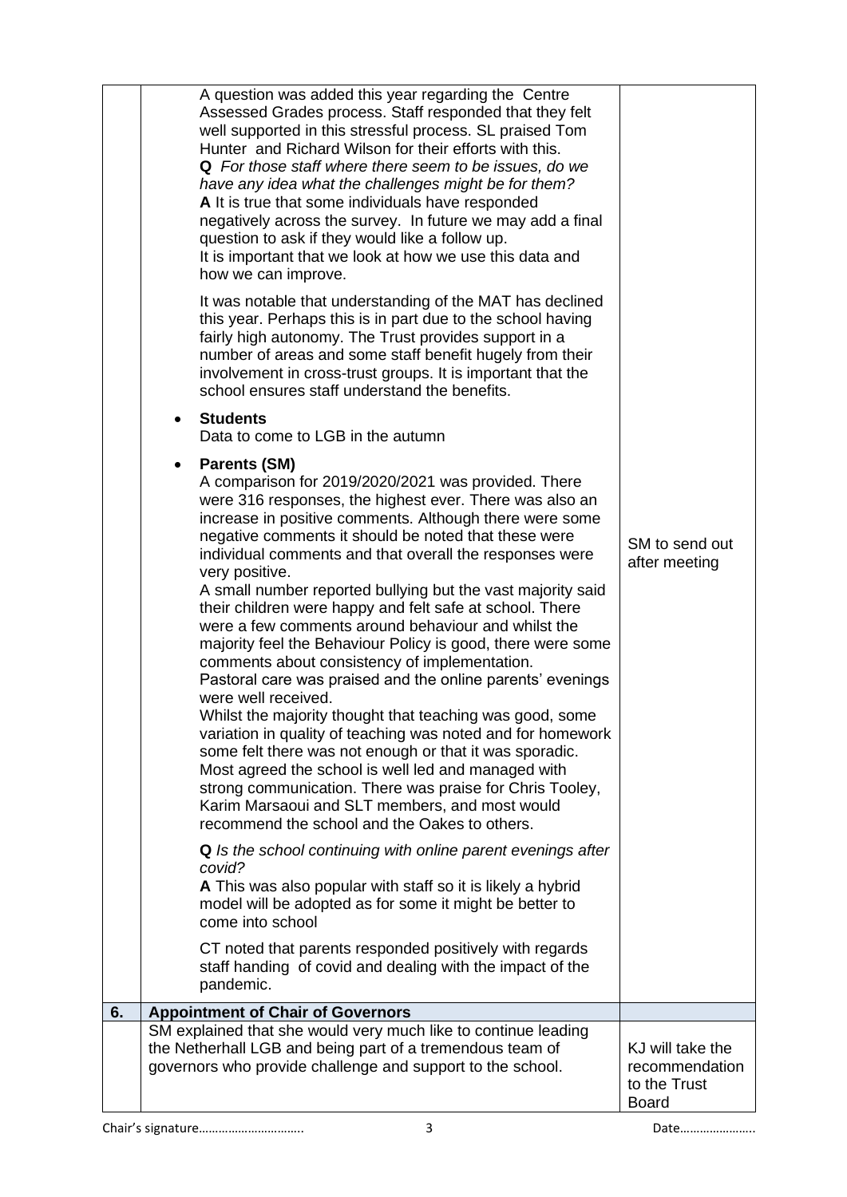| | | |
|---|---|---|
| | A question was added this year regarding the Centre Assessed Grades process. Staff responded that they felt well supported in this stressful process. SL praised Tom Hunter and Richard Wilson for their efforts with this.<br>**Q** *For those staff where there seem to be issues, do we have any idea what the challenges might be for them?*<br>**A** It is true that some individuals have responded negatively across the survey. In future we may add a final question to ask if they would like a follow up.<br>It is important that we look at how we use this data and how we can improve.<br><br>It was notable that understanding of the MAT has declined this year. Perhaps this is in part due to the school having fairly high autonomy. The Trust provides support in a number of areas and some staff benefit hugely from their involvement in cross-trust groups. It is important that the school ensures staff understand the benefits.<br><br>• **Students**<br>Data to come to LGB in the autumn<br><br>• **Parents (SM)**<br>A comparison for 2019/2020/2021 was provided. There were 316 responses, the highest ever. There was also an increase in positive comments. Although there were some negative comments it should be noted that these were individual comments and that overall the responses were very positive.<br>A small number reported bullying but the vast majority said their children were happy and felt safe at school. There were a few comments around behaviour and whilst the majority feel the Behaviour Policy is good, there were some comments about consistency of implementation.<br>Pastoral care was praised and the online parents' evenings were well received.<br>Whilst the majority thought that teaching was good, some variation in quality of teaching was noted and for homework some felt there was not enough or that it was sporadic.<br>Most agreed the school is well led and managed with strong communication. There was praise for Chris Tooley, Karim Marsaoui and SLT members, and most would recommend the school and the Oakes to others.<br><br>**Q** *Is the school continuing with online parent evenings after covid?*<br>**A** This was also popular with staff so it is likely a hybrid model will be adopted as for some it might be better to come into school<br><br>CT noted that parents responded positively with regards staff handing of covid and dealing with the impact of the pandemic. | SM to send out after meeting |
| **6.** | **Appointment of Chair of Governors** | |
| | SM explained that she would very much like to continue leading the Netherhall LGB and being part of a tremendous team of governors who provide challenge and support to the school. | KJ will take the recommendation to the Trust Board |

Chair's signature………………………….. Date…………………..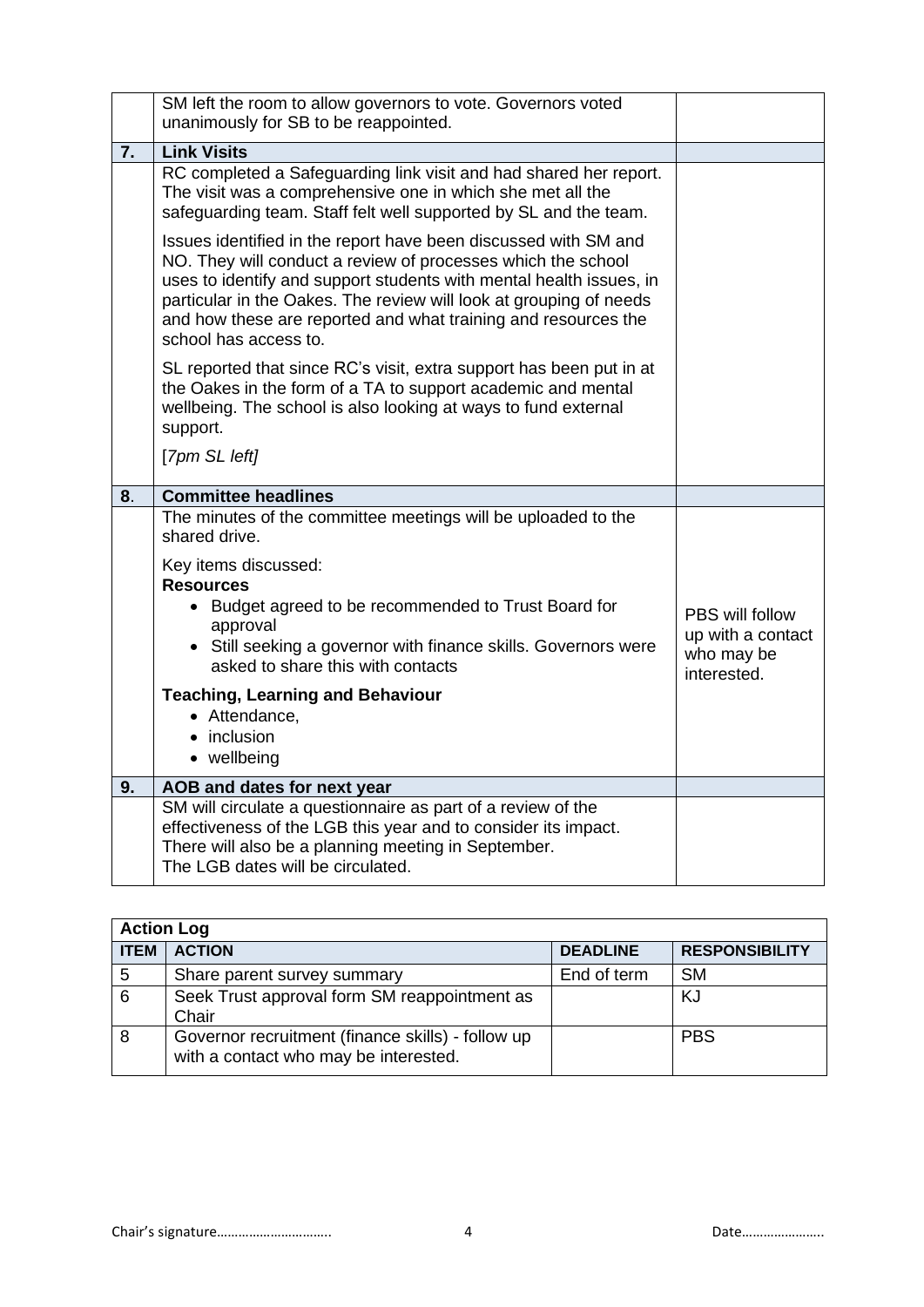| | | |
|---|---|---|
| | SM left the room to allow governors to vote. Governors voted unanimously for SB to be reappointed. | |
| **7.** | **Link Visits** | |
| | RC completed a Safeguarding link visit and had shared her report. The visit was a comprehensive one in which she met all the safeguarding team. Staff felt well supported by SL and the team.<br><br>Issues identified in the report have been discussed with SM and NO. They will conduct a review of processes which the school uses to identify and support students with mental health issues, in particular in the Oakes. The review will look at grouping of needs and how these are reported and what training and resources the school has access to.<br><br>SL reported that since RC's visit, extra support has been put in at the Oakes in the form of a TA to support academic and mental wellbeing. The school is also looking at ways to fund external support.<br><br>[*7pm SL left]* | |
| **8**. | **Committee headlines** | |
| | The minutes of the committee meetings will be uploaded to the shared drive.<br><br>Key items discussed:<br>**Resources**<br>• Budget agreed to be recommended to Trust Board for approval<br>• Still seeking a governor with finance skills. Governors were asked to share this with contacts<br><br>**Teaching, Learning and Behaviour**<br>• Attendance,<br>• inclusion<br>• wellbeing | PBS will follow up with a contact who may be interested. |
| **9.** | **AOB and dates for next year** | |
| | SM will circulate a questionnaire as part of a review of the effectiveness of the LGB this year and to consider its impact.<br>There will also be a planning meeting in September.<br>The LGB dates will be circulated. | |

**Action Log**

| ITEM | ACTION | DEADLINE | RESPONSIBILITY |
|---|---|---|---|
| 5 | Share parent survey summary | End of term | SM |
| 6 | Seek Trust approval form SM reappointment as Chair | | KJ |
| 8 | Governor recruitment (finance skills) - follow up with a contact who may be interested. | | PBS |

Chair's signature…………………………. Date…………………..